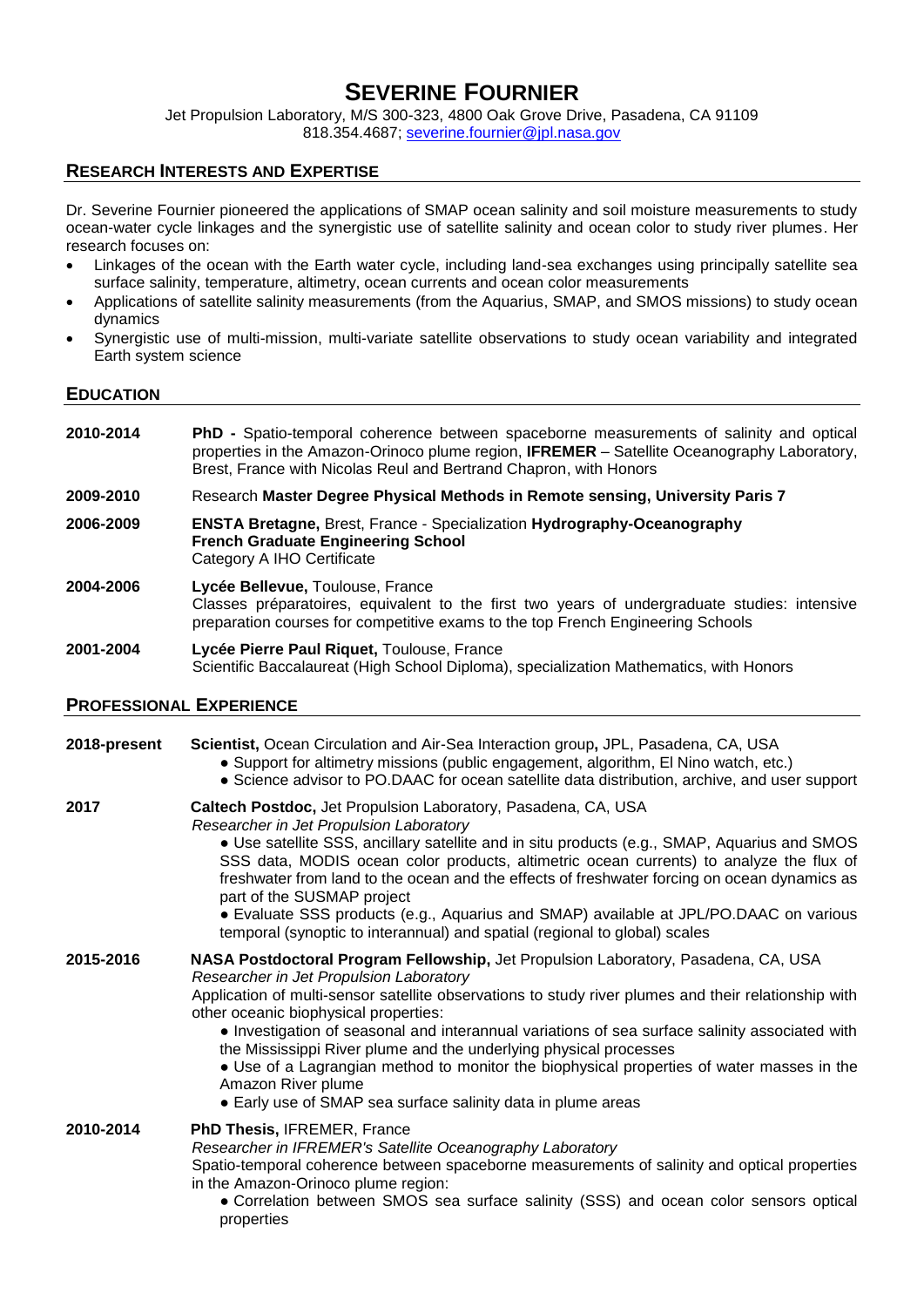# SEVERINE FOURNIER

Jet Propulsion Laboratory, M/S 300-323, 4800 Oak Grove Drive, Pasadena, CA 91109
818.354.4687; severine.fournier@jpl.nasa.gov

## RESEARCH INTERESTS AND EXPERTISE

Dr. Severine Fournier pioneered the applications of SMAP ocean salinity and soil moisture measurements to study ocean-water cycle linkages and the synergistic use of satellite salinity and ocean color to study river plumes. Her research focuses on:

- Linkages of the ocean with the Earth water cycle, including land-sea exchanges using principally satellite sea surface salinity, temperature, altimetry, ocean currents and ocean color measurements
- Applications of satellite salinity measurements (from the Aquarius, SMAP, and SMOS missions) to study ocean dynamics
- Synergistic use of multi-mission, multi-variate satellite observations to study ocean variability and integrated Earth system science

## EDUCATION

**2010-2014** **PhD -** Spatio-temporal coherence between spaceborne measurements of salinity and optical properties in the Amazon-Orinoco plume region, **IFREMER** – Satellite Oceanography Laboratory, Brest, France with Nicolas Reul and Bertrand Chapron, with Honors

**2009-2010** Research **Master Degree Physical Methods in Remote sensing, University Paris 7**

**2006-2009** **ENSTA Bretagne,** Brest, France - Specialization **Hydrography-Oceanography**
**French Graduate Engineering School**
Category A IHO Certificate

**2004-2006** **Lycée Bellevue,** Toulouse, France
Classes préparatoires, equivalent to the first two years of undergraduate studies: intensive preparation courses for competitive exams to the top French Engineering Schools

**2001-2004** **Lycée Pierre Paul Riquet,** Toulouse, France
Scientific Baccalaureat (High School Diploma), specialization Mathematics, with Honors

## PROFESSIONAL EXPERIENCE

**2018-present** **Scientist,** Ocean Circulation and Air-Sea Interaction group**,** JPL, Pasadena, CA, USA

- Support for altimetry missions (public engagement, algorithm, El Nino watch, etc.)
- Science advisor to PO.DAAC for ocean satellite data distribution, archive, and user support

**2017** **Caltech Postdoc,** Jet Propulsion Laboratory, Pasadena, CA, USA
*Researcher in Jet Propulsion Laboratory*

- Use satellite SSS, ancillary satellite and in situ products (e.g., SMAP, Aquarius and SMOS SSS data, MODIS ocean color products, altimetric ocean currents) to analyze the flux of freshwater from land to the ocean and the effects of freshwater forcing on ocean dynamics as part of the SUSMAP project
- Evaluate SSS products (e.g., Aquarius and SMAP) available at JPL/PO.DAAC on various temporal (synoptic to interannual) and spatial (regional to global) scales

**2015-2016** **NASA Postdoctoral Program Fellowship,** Jet Propulsion Laboratory, Pasadena, CA, USA
*Researcher in Jet Propulsion Laboratory*
Application of multi-sensor satellite observations to study river plumes and their relationship with other oceanic biophysical properties:

- Investigation of seasonal and interannual variations of sea surface salinity associated with the Mississippi River plume and the underlying physical processes
- Use of a Lagrangian method to monitor the biophysical properties of water masses in the Amazon River plume
- Early use of SMAP sea surface salinity data in plume areas

**2010-2014** **PhD Thesis,** IFREMER, France
*Researcher in IFREMER's Satellite Oceanography Laboratory*
Spatio-temporal coherence between spaceborne measurements of salinity and optical properties in the Amazon-Orinoco plume region:

- Correlation between SMOS sea surface salinity (SSS) and ocean color sensors optical properties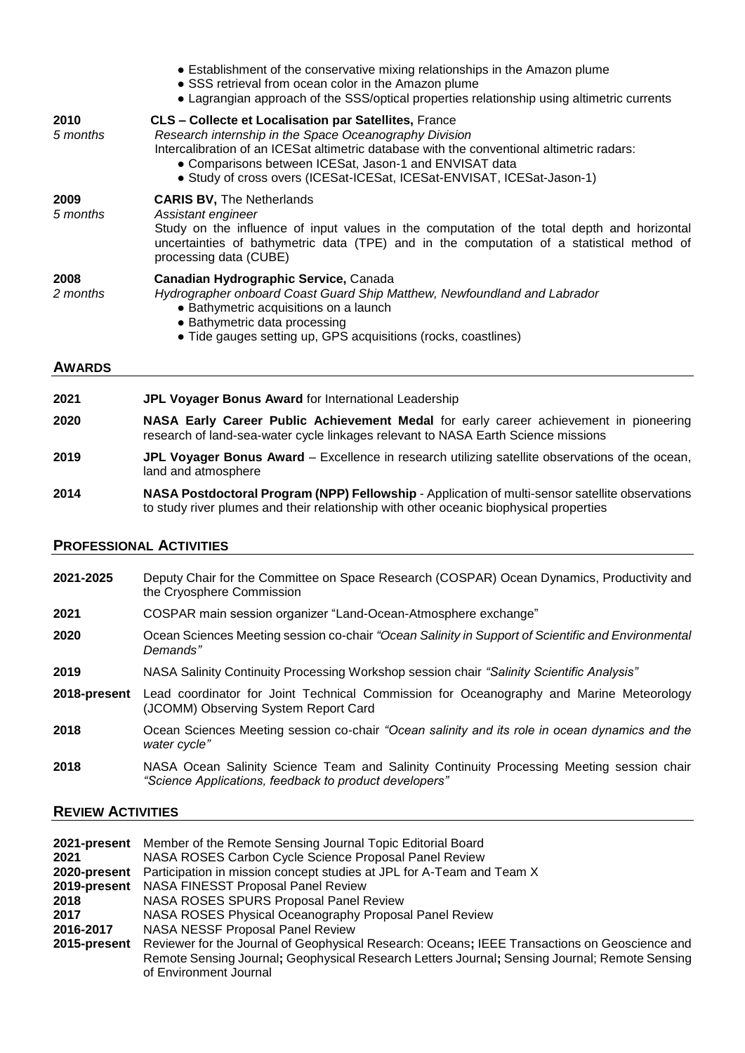- Establishment of the conservative mixing relationships in the Amazon plume
- SSS retrieval from ocean color in the Amazon plume
- Lagrangian approach of the SSS/optical properties relationship using altimetric currents

**2010** *5 months*
**CLS – Collecte et Localisation par Satellites,** France
*Research internship in the Space Oceanography Division*
Intercalibration of an ICESat altimetric database with the conventional altimetric radars:
- Comparisons between ICESat, Jason-1 and ENVISAT data
- Study of cross overs (ICESat-ICESat, ICESat-ENVISAT, ICESat-Jason-1)

**2009** *5 months*
**CARIS BV,** The Netherlands
*Assistant engineer*
Study on the influence of input values in the computation of the total depth and horizontal uncertainties of bathymetric data (TPE) and in the computation of a statistical method of processing data (CUBE)

**2008** *2 months*
**Canadian Hydrographic Service,** Canada
*Hydrographer onboard Coast Guard Ship Matthew, Newfoundland and Labrador*
- Bathymetric acquisitions on a launch
- Bathymetric data processing
- Tide gauges setting up, GPS acquisitions (rocks, coastlines)

## AWARDS

**2021** **JPL Voyager Bonus Award** for International Leadership

**2020** **NASA Early Career Public Achievement Medal** for early career achievement in pioneering research of land-sea-water cycle linkages relevant to NASA Earth Science missions

**2019** **JPL Voyager Bonus Award** – Excellence in research utilizing satellite observations of the ocean, land and atmosphere

**2014** **NASA Postdoctoral Program (NPP) Fellowship** - Application of multi-sensor satellite observations to study river plumes and their relationship with other oceanic biophysical properties

## PROFESSIONAL ACTIVITIES

**2021-2025** Deputy Chair for the Committee on Space Research (COSPAR) Ocean Dynamics, Productivity and the Cryosphere Commission

**2021** COSPAR main session organizer "Land-Ocean-Atmosphere exchange"

**2020** Ocean Sciences Meeting session co-chair *"Ocean Salinity in Support of Scientific and Environmental Demands"*

**2019** NASA Salinity Continuity Processing Workshop session chair *"Salinity Scientific Analysis"*

**2018-present** Lead coordinator for Joint Technical Commission for Oceanography and Marine Meteorology (JCOMM) Observing System Report Card

**2018** Ocean Sciences Meeting session co-chair *"Ocean salinity and its role in ocean dynamics and the water cycle"*

**2018** NASA Ocean Salinity Science Team and Salinity Continuity Processing Meeting session chair *"Science Applications, feedback to product developers"*

## REVIEW ACTIVITIES

**2021-present** Member of the Remote Sensing Journal Topic Editorial Board
**2021** NASA ROSES Carbon Cycle Science Proposal Panel Review
**2020-present** Participation in mission concept studies at JPL for A-Team and Team X
**2019-present** NASA FINESST Proposal Panel Review
**2018** NASA ROSES SPURS Proposal Panel Review
**2017** NASA ROSES Physical Oceanography Proposal Panel Review
**2016-2017** NASA NESSF Proposal Panel Review
**2015-present** Reviewer for the Journal of Geophysical Research: Oceans**;** IEEE Transactions on Geoscience and Remote Sensing Journal**;** Geophysical Research Letters Journal**;** Sensing Journal; Remote Sensing of Environment Journal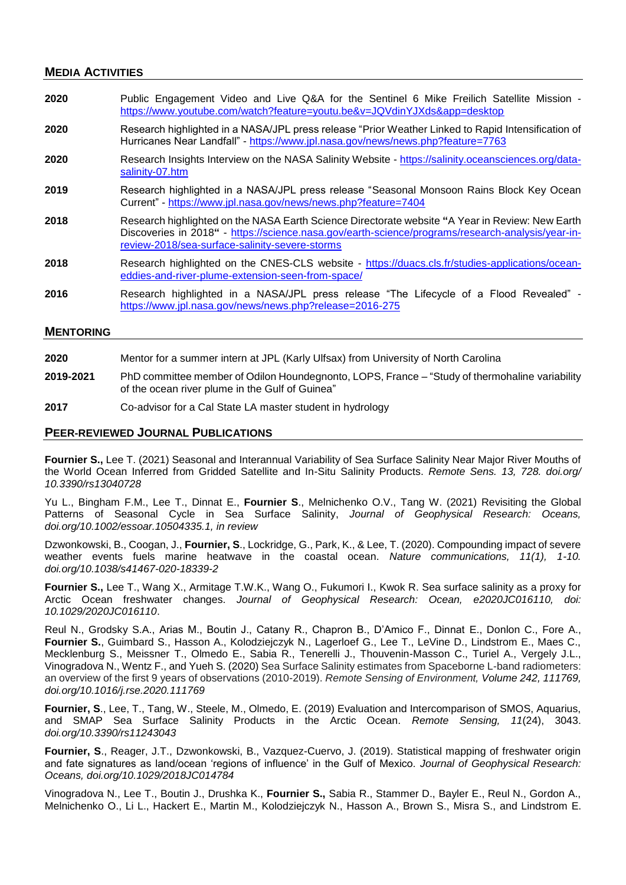## Media Activities

**2020** Public Engagement Video and Live Q&A for the Sentinel 6 Mike Freilich Satellite Mission - https://www.youtube.com/watch?feature=youtu.be&v=JQVdinYJXds&app=desktop

**2020** Research highlighted in a NASA/JPL press release "Prior Weather Linked to Rapid Intensification of Hurricanes Near Landfall" - https://www.jpl.nasa.gov/news/news.php?feature=7763

**2020** Research Insights Interview on the NASA Salinity Website - https://salinity.oceansciences.org/data-salinity-07.htm

**2019** Research highlighted in a NASA/JPL press release "Seasonal Monsoon Rains Block Key Ocean Current" - https://www.jpl.nasa.gov/news/news.php?feature=7404

**2018** Research highlighted on the NASA Earth Science Directorate website **"**A Year in Review: New Earth Discoveries in 2018**"** - https://science.nasa.gov/earth-science/programs/research-analysis/year-in-review-2018/sea-surface-salinity-severe-storms

**2018** Research highlighted on the CNES-CLS website - https://duacs.cls.fr/studies-applications/ocean-eddies-and-river-plume-extension-seen-from-space/

**2016** Research highlighted in a NASA/JPL press release "The Lifecycle of a Flood Revealed" - https://www.jpl.nasa.gov/news/news.php?release=2016-275

## Mentoring

**2020** Mentor for a summer intern at JPL (Karly Ulfsax) from University of North Carolina

**2019-2021** PhD committee member of Odilon Houndegnonto, LOPS, France – "Study of thermohaline variability of the ocean river plume in the Gulf of Guinea"

**2017** Co-advisor for a Cal State LA master student in hydrology

## Peer-Reviewed Journal Publications

**Fournier S.,** Lee T. (2021) Seasonal and Interannual Variability of Sea Surface Salinity Near Major River Mouths of the World Ocean Inferred from Gridded Satellite and In-Situ Salinity Products. *Remote Sens. 13, 728. doi.org/ 10.3390/rs13040728*

Yu L., Bingham F.M., Lee T., Dinnat E., **Fournier S**., Melnichenko O.V., Tang W. (2021) Revisiting the Global Patterns of Seasonal Cycle in Sea Surface Salinity, *Journal of Geophysical Research: Oceans, doi.org/10.1002/essoar.10504335.1, in review*

Dzwonkowski, B., Coogan, J., **Fournier, S**., Lockridge, G., Park, K., & Lee, T. (2020). Compounding impact of severe weather events fuels marine heatwave in the coastal ocean. *Nature communications, 11(1), 1-10. doi.org/10.1038/s41467-020-18339-2*

**Fournier S.,** Lee T., Wang X., Armitage T.W.K., Wang O., Fukumori I., Kwok R. Sea surface salinity as a proxy for Arctic Ocean freshwater changes. *Journal of Geophysical Research: Ocean, e2020JC016110, doi: 10.1029/2020JC016110*.

Reul N., Grodsky S.A., Arias M., Boutin J., Catany R., Chapron B., D'Amico F., Dinnat E., Donlon C., Fore A., **Fournier S.**, Guimbard S., Hasson A., Kolodziejczyk N., Lagerloef G., Lee T., LeVine D., Lindstrom E., Maes C., Mecklenburg S., Meissner T., Olmedo E., Sabia R., Tenerelli J., Thouvenin-Masson C., Turiel A., Vergely J.L., Vinogradova N., Wentz F., and Yueh S. (2020) Sea Surface Salinity estimates from Spaceborne L-band radiometers: an overview of the first 9 years of observations (2010-2019). *Remote Sensing of Environment, Volume 242, 111769, doi.org/10.1016/j.rse.2020.111769*

**Fournier, S**., Lee, T., Tang, W., Steele, M., Olmedo, E. (2019) Evaluation and Intercomparison of SMOS, Aquarius, and SMAP Sea Surface Salinity Products in the Arctic Ocean. *Remote Sensing, 11*(24), 3043. *doi.org/10.3390/rs11243043*

**Fournier, S**., Reager, J.T., Dzwonkowski, B., Vazquez-Cuervo, J. (2019). Statistical mapping of freshwater origin and fate signatures as land/ocean 'regions of influence' in the Gulf of Mexico. *Journal of Geophysical Research: Oceans, doi.org/10.1029/2018JC014784*

Vinogradova N., Lee T., Boutin J., Drushka K., **Fournier S.,** Sabia R., Stammer D., Bayler E., Reul N., Gordon A., Melnichenko O., Li L., Hackert E., Martin M., Kolodziejczyk N., Hasson A., Brown S., Misra S., and Lindstrom E.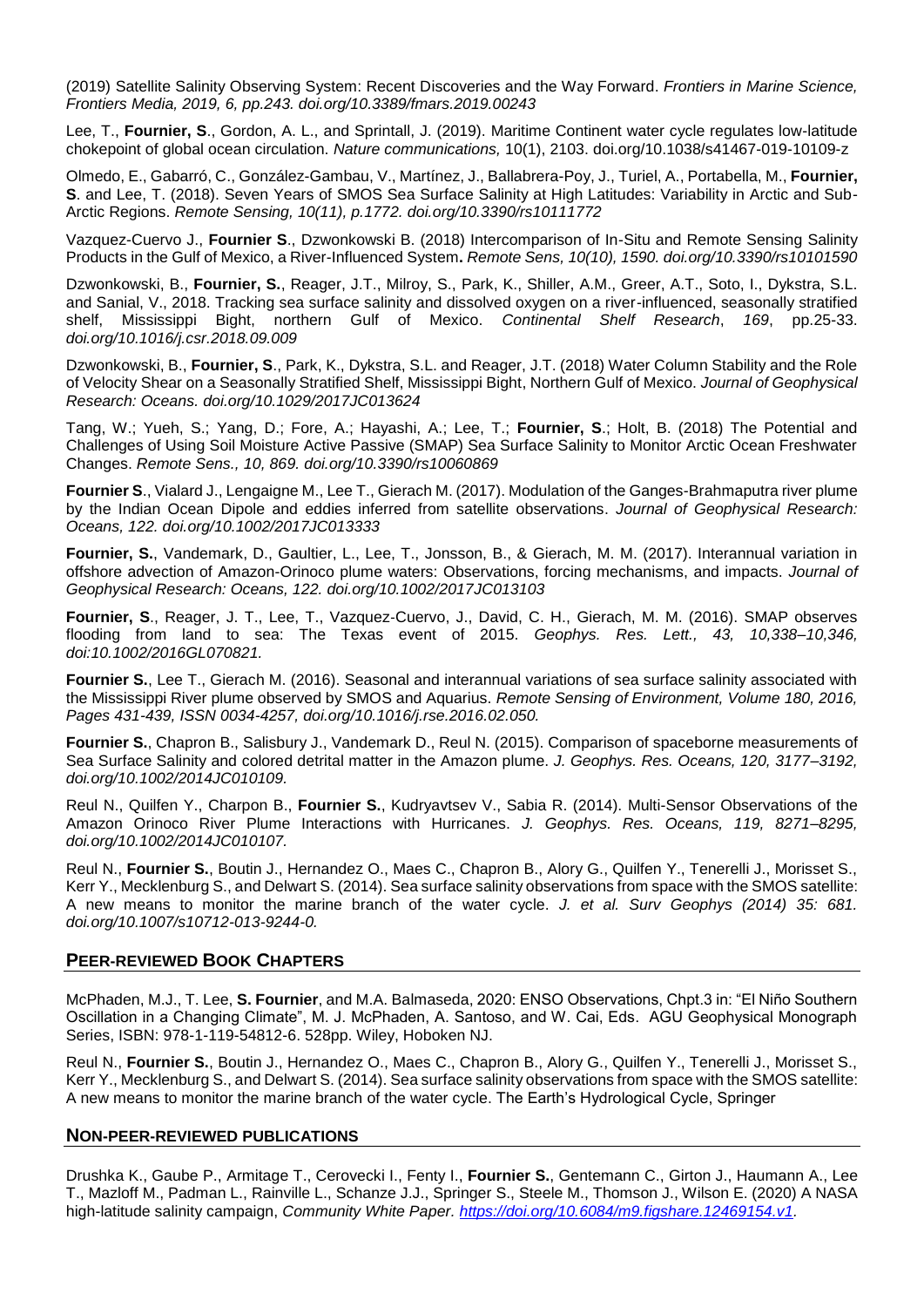(2019) Satellite Salinity Observing System: Recent Discoveries and the Way Forward. *Frontiers in Marine Science, Frontiers Media, 2019, 6, pp.243. doi.org/10.3389/fmars.2019.00243*

Lee, T., **Fournier, S**., Gordon, A. L., and Sprintall, J. (2019). Maritime Continent water cycle regulates low-latitude chokepoint of global ocean circulation. *Nature communications,* 10(1), 2103. doi.org/10.1038/s41467-019-10109-z

Olmedo, E., Gabarró, C., González-Gambau, V., Martínez, J., Ballabrera-Poy, J., Turiel, A., Portabella, M., **Fournier, S**. and Lee, T. (2018). Seven Years of SMOS Sea Surface Salinity at High Latitudes: Variability in Arctic and Sub-Arctic Regions. *Remote Sensing, 10(11), p.1772. doi.org/10.3390/rs10111772*

Vazquez-Cuervo J., **Fournier S**., Dzwonkowski B. (2018) Intercomparison of In-Situ and Remote Sensing Salinity Products in the Gulf of Mexico, a River-Influenced System**.** *Remote Sens, 10(10), 1590. doi.org/10.3390/rs10101590*

Dzwonkowski, B., **Fournier, S.**, Reager, J.T., Milroy, S., Park, K., Shiller, A.M., Greer, A.T., Soto, I., Dykstra, S.L. and Sanial, V., 2018. Tracking sea surface salinity and dissolved oxygen on a river-influenced, seasonally stratified shelf, Mississippi Bight, northern Gulf of Mexico. *Continental Shelf Research*, *169*, pp.25-33. *doi.org/10.1016/j.csr.2018.09.009*

Dzwonkowski, B., **Fournier, S**., Park, K., Dykstra, S.L. and Reager, J.T. (2018) Water Column Stability and the Role of Velocity Shear on a Seasonally Stratified Shelf, Mississippi Bight, Northern Gulf of Mexico. *Journal of Geophysical Research: Oceans. doi.org/10.1029/2017JC013624*

Tang, W.; Yueh, S.; Yang, D.; Fore, A.; Hayashi, A.; Lee, T.; **Fournier, S**.; Holt, B. (2018) The Potential and Challenges of Using Soil Moisture Active Passive (SMAP) Sea Surface Salinity to Monitor Arctic Ocean Freshwater Changes. *Remote Sens., 10, 869. doi.org/10.3390/rs10060869*

**Fournier S**., Vialard J., Lengaigne M., Lee T., Gierach M. (2017). Modulation of the Ganges-Brahmaputra river plume by the Indian Ocean Dipole and eddies inferred from satellite observations. *Journal of Geophysical Research: Oceans, 122. doi.org/10.1002/2017JC013333*

**Fournier, S.**, Vandemark, D., Gaultier, L., Lee, T., Jonsson, B., & Gierach, M. M. (2017). Interannual variation in offshore advection of Amazon-Orinoco plume waters: Observations, forcing mechanisms, and impacts. *Journal of Geophysical Research: Oceans, 122. doi.org/10.1002/2017JC013103*

**Fournier, S**., Reager, J. T., Lee, T., Vazquez-Cuervo, J., David, C. H., Gierach, M. M. (2016). SMAP observes flooding from land to sea: The Texas event of 2015. *Geophys. Res. Lett., 43, 10,338–10,346, doi:10.1002/2016GL070821.*

**Fournier S.**, Lee T., Gierach M. (2016). Seasonal and interannual variations of sea surface salinity associated with the Mississippi River plume observed by SMOS and Aquarius. *Remote Sensing of Environment, Volume 180, 2016, Pages 431-439, ISSN 0034-4257, doi.org/10.1016/j.rse.2016.02.050.*

**Fournier S.**, Chapron B., Salisbury J., Vandemark D., Reul N. (2015). Comparison of spaceborne measurements of Sea Surface Salinity and colored detrital matter in the Amazon plume. *J. Geophys. Res. Oceans, 120, 3177–3192, doi.org/10.1002/2014JC010109.*

Reul N., Quilfen Y., Charpon B., **Fournier S.**, Kudryavtsev V., Sabia R. (2014). Multi-Sensor Observations of the Amazon Orinoco River Plume Interactions with Hurricanes. *J. Geophys. Res. Oceans, 119, 8271–8295, doi.org/10.1002/2014JC010107.*

Reul N., **Fournier S.**, Boutin J., Hernandez O., Maes C., Chapron B., Alory G., Quilfen Y., Tenerelli J., Morisset S., Kerr Y., Mecklenburg S., and Delwart S. (2014). Sea surface salinity observations from space with the SMOS satellite: A new means to monitor the marine branch of the water cycle. *J. et al. Surv Geophys (2014) 35: 681. doi.org/10.1007/s10712-013-9244-0.*

## PEER-REVIEWED BOOK CHAPTERS

McPhaden, M.J., T. Lee, **S. Fournier**, and M.A. Balmaseda, 2020: ENSO Observations, Chpt.3 in: "El Niño Southern Oscillation in a Changing Climate", M. J. McPhaden, A. Santoso, and W. Cai, Eds. AGU Geophysical Monograph Series, ISBN: 978-1-119-54812-6. 528pp. Wiley, Hoboken NJ.

Reul N., **Fournier S.**, Boutin J., Hernandez O., Maes C., Chapron B., Alory G., Quilfen Y., Tenerelli J., Morisset S., Kerr Y., Mecklenburg S., and Delwart S. (2014). Sea surface salinity observations from space with the SMOS satellite: A new means to monitor the marine branch of the water cycle. The Earth's Hydrological Cycle, Springer

## NON-PEER-REVIEWED PUBLICATIONS

Drushka K., Gaube P., Armitage T., Cerovecki I., Fenty I., **Fournier S.**, Gentemann C., Girton J., Haumann A., Lee T., Mazloff M., Padman L., Rainville L., Schanze J.J., Springer S., Steele M., Thomson J., Wilson E. (2020) A NASA high-latitude salinity campaign, *Community White Paper. https://doi.org/10.6084/m9.figshare.12469154.v1*.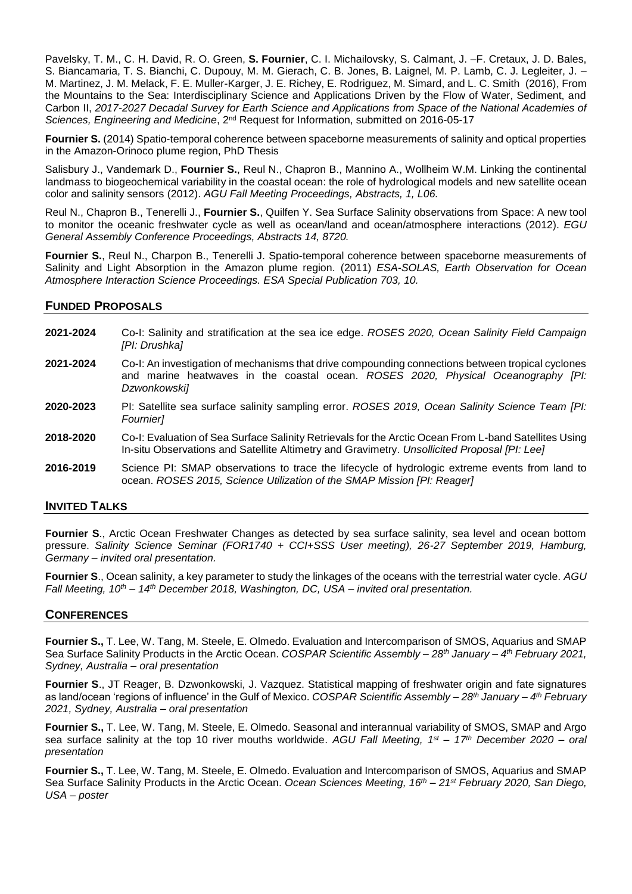Pavelsky, T. M., C. H. David, R. O. Green, **S. Fournier**, C. I. Michailovsky, S. Calmant, J. –F. Cretaux, J. D. Bales, S. Biancamaria, T. S. Bianchi, C. Dupouy, M. M. Gierach, C. B. Jones, B. Laignel, M. P. Lamb, C. J. Legleiter, J. –M. Martinez, J. M. Melack, F. E. Muller-Karger, J. E. Richey, E. Rodriguez, M. Simard, and L. C. Smith (2016), From the Mountains to the Sea: Interdisciplinary Science and Applications Driven by the Flow of Water, Sediment, and Carbon II, *2017-2027 Decadal Survey for Earth Science and Applications from Space of the National Academies of Sciences, Engineering and Medicine*, 2nd Request for Information, submitted on 2016-05-17

**Fournier S.** (2014) Spatio-temporal coherence between spaceborne measurements of salinity and optical properties in the Amazon-Orinoco plume region, PhD Thesis

Salisbury J., Vandemark D., **Fournier S.**, Reul N., Chapron B., Mannino A., Wollheim W.M. Linking the continental landmass to biogeochemical variability in the coastal ocean: the role of hydrological models and new satellite ocean color and salinity sensors (2012). *AGU Fall Meeting Proceedings, Abstracts, 1, L06.*

Reul N., Chapron B., Tenerelli J., **Fournier S.**, Quilfen Y. Sea Surface Salinity observations from Space: A new tool to monitor the oceanic freshwater cycle as well as ocean/land and ocean/atmosphere interactions (2012). *EGU General Assembly Conference Proceedings, Abstracts 14, 8720.*

**Fournier S.**, Reul N., Charpon B., Tenerelli J. Spatio-temporal coherence between spaceborne measurements of Salinity and Light Absorption in the Amazon plume region. (2011) *ESA-SOLAS, Earth Observation for Ocean Atmosphere Interaction Science Proceedings. ESA Special Publication 703, 10.*

## FUNDED PROPOSALS

**2021-2024** Co-I: Salinity and stratification at the sea ice edge. *ROSES 2020, Ocean Salinity Field Campaign [PI: Drushka]*

**2021-2024** Co-I: An investigation of mechanisms that drive compounding connections between tropical cyclones and marine heatwaves in the coastal ocean. *ROSES 2020, Physical Oceanography [PI: Dzwonkowski]*

**2020-2023** PI: Satellite sea surface salinity sampling error. *ROSES 2019, Ocean Salinity Science Team [PI: Fournier]*

**2018-2020** Co-I: Evaluation of Sea Surface Salinity Retrievals for the Arctic Ocean From L-band Satellites Using In-situ Observations and Satellite Altimetry and Gravimetry. *Unsollicited Proposal [PI: Lee]*

**2016-2019** Science PI: SMAP observations to trace the lifecycle of hydrologic extreme events from land to ocean. *ROSES 2015, Science Utilization of the SMAP Mission [PI: Reager]*

## INVITED TALKS

**Fournier S**., Arctic Ocean Freshwater Changes as detected by sea surface salinity, sea level and ocean bottom pressure. *Salinity Science Seminar (FOR1740 + CCI+SSS User meeting), 26-27 September 2019, Hamburg, Germany – invited oral presentation.*

**Fournier S**., Ocean salinity, a key parameter to study the linkages of the oceans with the terrestrial water cycle. *AGU Fall Meeting, 10th – 14th December 2018, Washington, DC, USA – invited oral presentation.*

## CONFERENCES

**Fournier S.,** T. Lee, W. Tang, M. Steele, E. Olmedo. Evaluation and Intercomparison of SMOS, Aquarius and SMAP Sea Surface Salinity Products in the Arctic Ocean. *COSPAR Scientific Assembly – 28th January – 4th February 2021, Sydney, Australia – oral presentation*

**Fournier S**., JT Reager, B. Dzwonkowski, J. Vazquez. Statistical mapping of freshwater origin and fate signatures as land/ocean 'regions of influence' in the Gulf of Mexico. *COSPAR Scientific Assembly – 28th January – 4th February 2021, Sydney, Australia – oral presentation*

**Fournier S.,** T. Lee, W. Tang, M. Steele, E. Olmedo. Seasonal and interannual variability of SMOS, SMAP and Argo sea surface salinity at the top 10 river mouths worldwide. *AGU Fall Meeting, 1st – 17th December 2020 – oral presentation*

**Fournier S.,** T. Lee, W. Tang, M. Steele, E. Olmedo. Evaluation and Intercomparison of SMOS, Aquarius and SMAP Sea Surface Salinity Products in the Arctic Ocean. *Ocean Sciences Meeting, 16th – 21st February 2020, San Diego, USA – poster*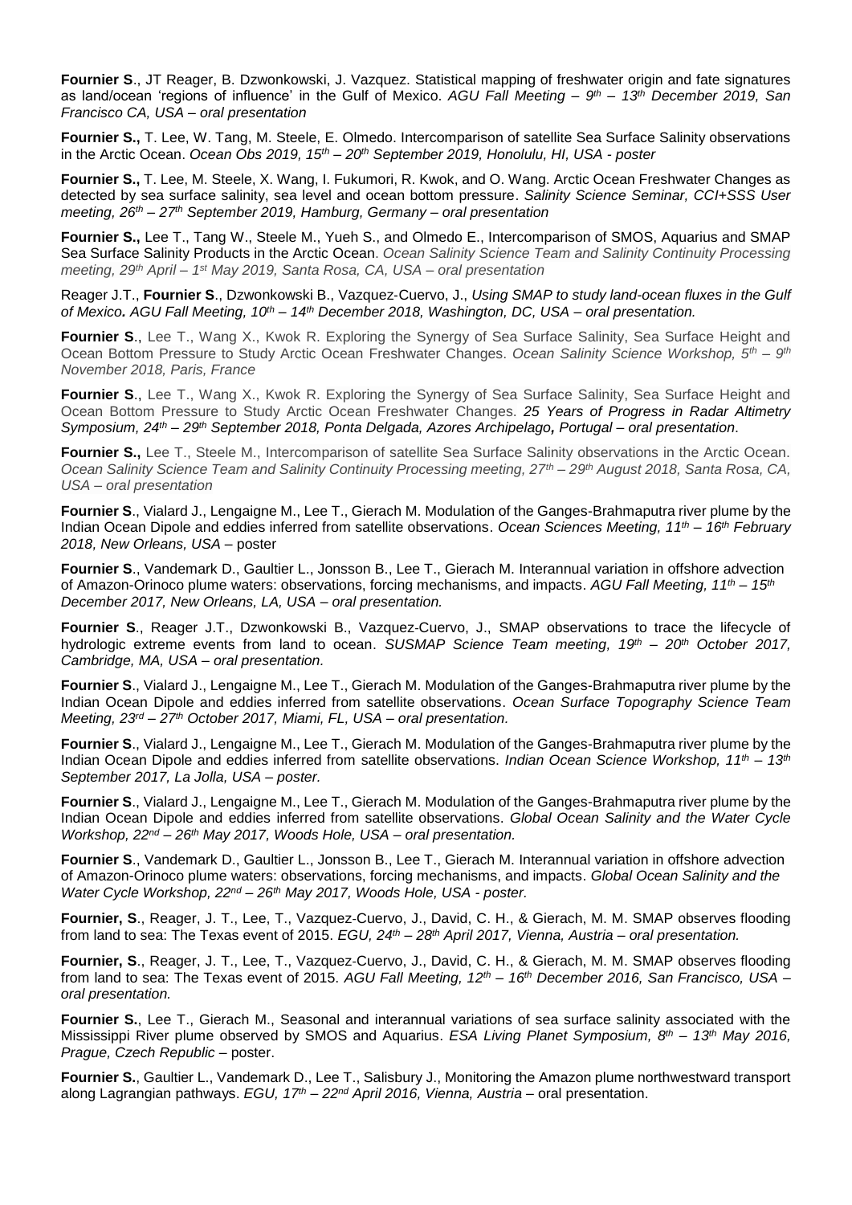**Fournier S**., JT Reager, B. Dzwonkowski, J. Vazquez. Statistical mapping of freshwater origin and fate signatures as land/ocean 'regions of influence' in the Gulf of Mexico. *AGU Fall Meeting – 9th – 13th December 2019, San Francisco CA, USA – oral presentation*

**Fournier S.,** T. Lee, W. Tang, M. Steele, E. Olmedo. Intercomparison of satellite Sea Surface Salinity observations in the Arctic Ocean. *Ocean Obs 2019, 15th – 20th September 2019, Honolulu, HI, USA - poster*

**Fournier S.,** T. Lee, M. Steele, X. Wang, I. Fukumori, R. Kwok, and O. Wang. Arctic Ocean Freshwater Changes as detected by sea surface salinity, sea level and ocean bottom pressure. *Salinity Science Seminar, CCI+SSS User meeting, 26th – 27th September 2019, Hamburg, Germany – oral presentation*

**Fournier S.,** Lee T., Tang W., Steele M., Yueh S., and Olmedo E., Intercomparison of SMOS, Aquarius and SMAP Sea Surface Salinity Products in the Arctic Ocean. *Ocean Salinity Science Team and Salinity Continuity Processing meeting, 29th April – 1st May 2019, Santa Rosa, CA, USA – oral presentation*

Reager J.T., **Fournier S**., Dzwonkowski B., Vazquez-Cuervo, J., *Using SMAP to study land-ocean fluxes in the Gulf of Mexico. AGU Fall Meeting, 10th – 14th December 2018, Washington, DC, USA – oral presentation.*

**Fournier S**., Lee T., Wang X., Kwok R. Exploring the Synergy of Sea Surface Salinity, Sea Surface Height and Ocean Bottom Pressure to Study Arctic Ocean Freshwater Changes. *Ocean Salinity Science Workshop, 5th – 9th November 2018, Paris, France*

**Fournier S**., Lee T., Wang X., Kwok R. Exploring the Synergy of Sea Surface Salinity, Sea Surface Height and Ocean Bottom Pressure to Study Arctic Ocean Freshwater Changes. *25 Years of Progress in Radar Altimetry Symposium, 24th – 29th September 2018, Ponta Delgada, Azores Archipelago, Portugal – oral presentation.*

**Fournier S.,** Lee T., Steele M., Intercomparison of satellite Sea Surface Salinity observations in the Arctic Ocean. *Ocean Salinity Science Team and Salinity Continuity Processing meeting, 27th – 29th August 2018, Santa Rosa, CA, USA – oral presentation*

**Fournier S**., Vialard J., Lengaigne M., Lee T., Gierach M. Modulation of the Ganges-Brahmaputra river plume by the Indian Ocean Dipole and eddies inferred from satellite observations. *Ocean Sciences Meeting, 11th – 16th February 2018, New Orleans, USA* – poster

**Fournier S**., Vandemark D., Gaultier L., Jonsson B., Lee T., Gierach M. Interannual variation in offshore advection of Amazon-Orinoco plume waters: observations, forcing mechanisms, and impacts. *AGU Fall Meeting, 11th – 15th December 2017, New Orleans, LA, USA – oral presentation.*

**Fournier S**., Reager J.T., Dzwonkowski B., Vazquez-Cuervo, J., SMAP observations to trace the lifecycle of hydrologic extreme events from land to ocean. *SUSMAP Science Team meeting, 19th – 20th October 2017, Cambridge, MA, USA – oral presentation.*

**Fournier S**., Vialard J., Lengaigne M., Lee T., Gierach M. Modulation of the Ganges-Brahmaputra river plume by the Indian Ocean Dipole and eddies inferred from satellite observations. *Ocean Surface Topography Science Team Meeting, 23rd – 27th October 2017, Miami, FL, USA – oral presentation.*

**Fournier S**., Vialard J., Lengaigne M., Lee T., Gierach M. Modulation of the Ganges-Brahmaputra river plume by the Indian Ocean Dipole and eddies inferred from satellite observations. *Indian Ocean Science Workshop, 11th – 13th September 2017, La Jolla, USA – poster.*

**Fournier S**., Vialard J., Lengaigne M., Lee T., Gierach M. Modulation of the Ganges-Brahmaputra river plume by the Indian Ocean Dipole and eddies inferred from satellite observations. *Global Ocean Salinity and the Water Cycle Workshop, 22nd – 26th May 2017, Woods Hole, USA – oral presentation.*

**Fournier S**., Vandemark D., Gaultier L., Jonsson B., Lee T., Gierach M. Interannual variation in offshore advection of Amazon-Orinoco plume waters: observations, forcing mechanisms, and impacts. *Global Ocean Salinity and the Water Cycle Workshop, 22nd – 26th May 2017, Woods Hole, USA - poster.*

**Fournier, S**., Reager, J. T., Lee, T., Vazquez-Cuervo, J., David, C. H., & Gierach, M. M. SMAP observes flooding from land to sea: The Texas event of 2015. *EGU, 24th – 28th April 2017, Vienna, Austria – oral presentation.*

**Fournier, S**., Reager, J. T., Lee, T., Vazquez-Cuervo, J., David, C. H., & Gierach, M. M. SMAP observes flooding from land to sea: The Texas event of 2015. *AGU Fall Meeting, 12th – 16th December 2016, San Francisco, USA – oral presentation.*

**Fournier S.**, Lee T., Gierach M., Seasonal and interannual variations of sea surface salinity associated with the Mississippi River plume observed by SMOS and Aquarius. *ESA Living Planet Symposium, 8th – 13th May 2016, Prague, Czech Republic* – poster.

**Fournier S.**, Gaultier L., Vandemark D., Lee T., Salisbury J., Monitoring the Amazon plume northwestward transport along Lagrangian pathways. *EGU, 17th – 22nd April 2016, Vienna, Austria* – oral presentation.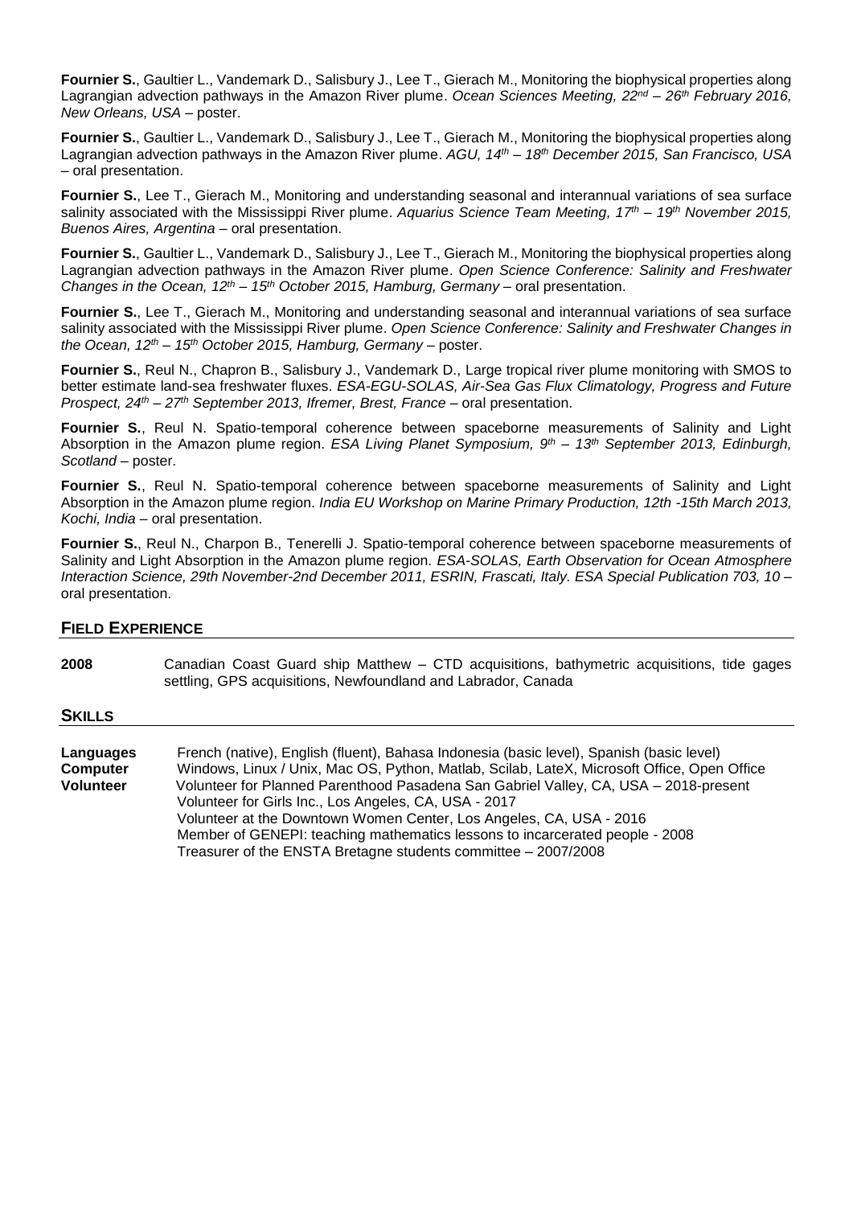**Fournier S.**, Gaultier L., Vandemark D., Salisbury J., Lee T., Gierach M., Monitoring the biophysical properties along Lagrangian advection pathways in the Amazon River plume. *Ocean Sciences Meeting, 22nd – 26th February 2016, New Orleans, USA* – poster.

**Fournier S.**, Gaultier L., Vandemark D., Salisbury J., Lee T., Gierach M., Monitoring the biophysical properties along Lagrangian advection pathways in the Amazon River plume. *AGU, 14th – 18th December 2015, San Francisco, USA* – oral presentation.

**Fournier S.**, Lee T., Gierach M., Monitoring and understanding seasonal and interannual variations of sea surface salinity associated with the Mississippi River plume. *Aquarius Science Team Meeting, 17th – 19th November 2015, Buenos Aires, Argentina* – oral presentation.

**Fournier S.**, Gaultier L., Vandemark D., Salisbury J., Lee T., Gierach M., Monitoring the biophysical properties along Lagrangian advection pathways in the Amazon River plume. *Open Science Conference: Salinity and Freshwater Changes in the Ocean, 12th – 15th October 2015, Hamburg, Germany* – oral presentation.

**Fournier S.**, Lee T., Gierach M., Monitoring and understanding seasonal and interannual variations of sea surface salinity associated with the Mississippi River plume. *Open Science Conference: Salinity and Freshwater Changes in the Ocean, 12th – 15th October 2015, Hamburg, Germany* – poster.

**Fournier S.**, Reul N., Chapron B., Salisbury J., Vandemark D., Large tropical river plume monitoring with SMOS to better estimate land-sea freshwater fluxes. *ESA-EGU-SOLAS, Air-Sea Gas Flux Climatology, Progress and Future Prospect, 24th – 27th September 2013, Ifremer, Brest, France* – oral presentation.

**Fournier S.**, Reul N. Spatio-temporal coherence between spaceborne measurements of Salinity and Light Absorption in the Amazon plume region. *ESA Living Planet Symposium, 9th – 13th September 2013, Edinburgh, Scotland* – poster.

**Fournier S.**, Reul N. Spatio-temporal coherence between spaceborne measurements of Salinity and Light Absorption in the Amazon plume region. *India EU Workshop on Marine Primary Production, 12th -15th March 2013, Kochi, India* – oral presentation.

**Fournier S.**, Reul N., Charpon B., Tenerelli J. Spatio-temporal coherence between spaceborne measurements of Salinity and Light Absorption in the Amazon plume region. *ESA-SOLAS, Earth Observation for Ocean Atmosphere Interaction Science, 29th November-2nd December 2011, ESRIN, Frascati, Italy. ESA Special Publication 703, 10* – oral presentation.

## FIELD EXPERIENCE

**2008** Canadian Coast Guard ship Matthew – CTD acquisitions, bathymetric acquisitions, tide gages settling, GPS acquisitions, Newfoundland and Labrador, Canada

## SKILLS

**Languages** French (native), English (fluent), Bahasa Indonesia (basic level), Spanish (basic level)

**Computer** Windows, Linux / Unix, Mac OS, Python, Matlab, Scilab, LateX, Microsoft Office, Open Office

**Volunteer** Volunteer for Planned Parenthood Pasadena San Gabriel Valley, CA, USA – 2018-present
Volunteer for Girls Inc., Los Angeles, CA, USA - 2017
Volunteer at the Downtown Women Center, Los Angeles, CA, USA - 2016
Member of GENEPI: teaching mathematics lessons to incarcerated people - 2008
Treasurer of the ENSTA Bretagne students committee – 2007/2008